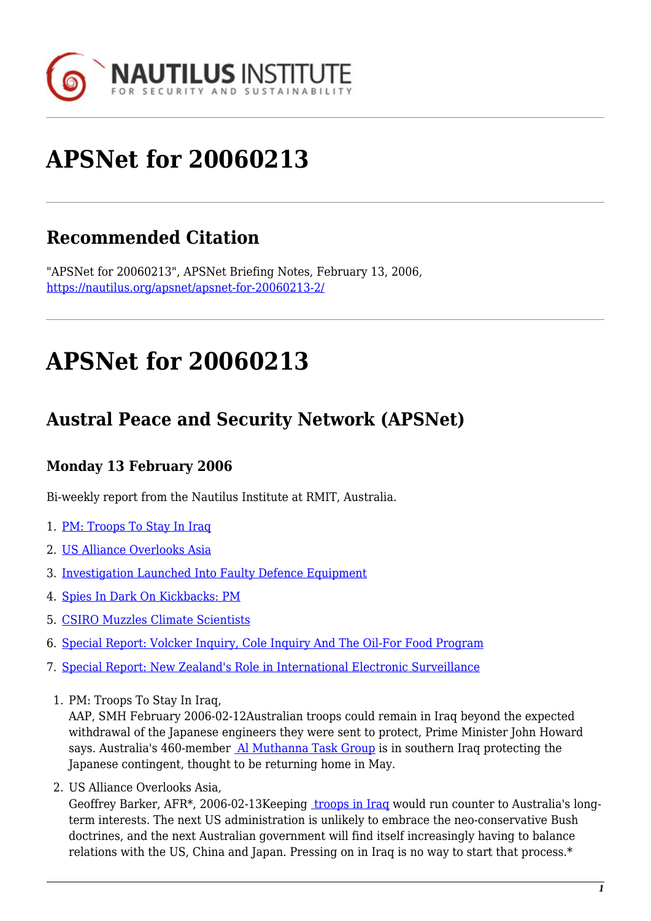# APSNet for 20060213

## Recommended Citation

"APSNet for 20060213", APSNet Briefing Notes, February 13, 2006, https://nautilus.org/apsnet/apsnet-for-20060213-2/

# APSNet for 20060213

## Austral Peace and Security Network (APSNet)

### Monday 13 February 2006

Bi-weekly report from the Nautilus Institute at RMIT, Australia.

1. PM: Troops To Stay In Iraq
2. US Alliance Overlooks Asia
3. Investigation Launched Into Faulty Defence Equipment
4. Spies In Dark On Kickbacks: PM
5. CSIRO Muzzles Climate Scientists
6. Special Report: Volcker Inquiry, Cole Inquiry And The Oil-For Food Program
7. Special Report: New Zealand's Role in International Electronic Surveillance

1. PM: Troops To Stay In Iraq,
   AAP, SMH February 2006-02-12Australian troops could remain in Iraq beyond the expected withdrawal of the Japanese engineers they were sent to protect, Prime Minister John Howard says. Australia's 460-member Al Muthanna Task Group is in southern Iraq protecting the Japanese contingent, thought to be returning home in May.

2. US Alliance Overlooks Asia,
   Geoffrey Barker, AFR*, 2006-02-13Keeping troops in Iraq would run counter to Australia's long-term interests. The next US administration is unlikely to embrace the neo-conservative Bush doctrines, and the next Australian government will find itself increasingly having to balance relations with the US, China and Japan. Pressing on in Iraq is no way to start that process.*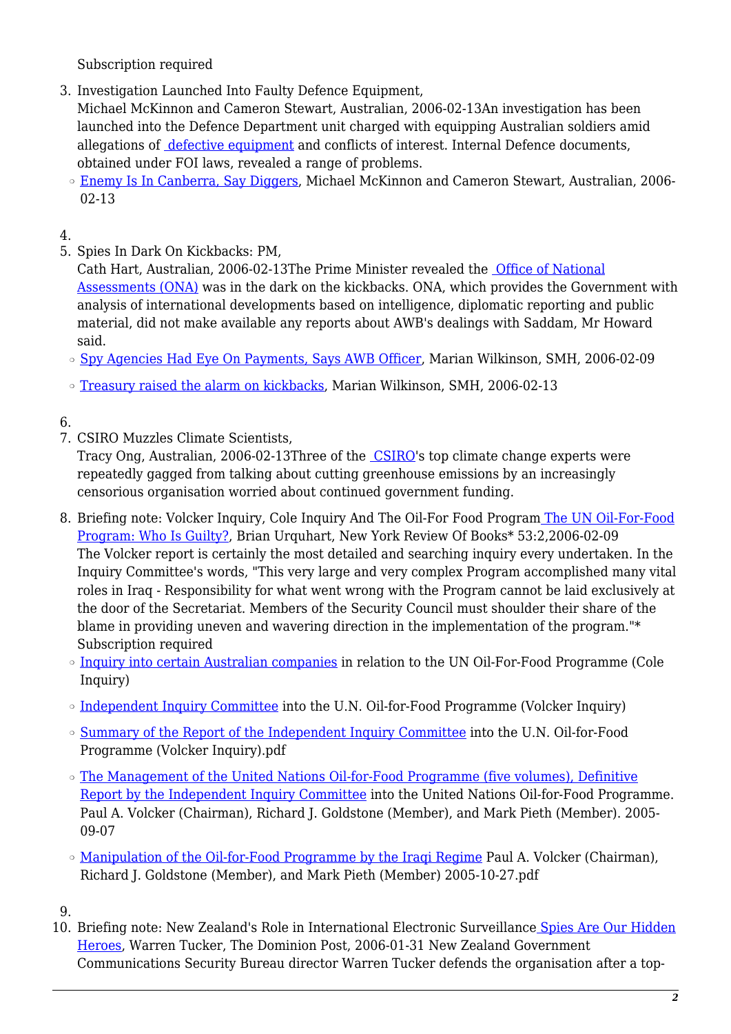Subscription required

3. Investigation Launched Into Faulty Defence Equipment,
   Michael McKinnon and Cameron Stewart, Australian, 2006-02-13An investigation has been launched into the Defence Department unit charged with equipping Australian soldiers amid allegations of defective equipment and conflicts of interest. Internal Defence documents, obtained under FOI laws, revealed a range of problems.
   - Enemy Is In Canberra, Say Diggers, Michael McKinnon and Cameron Stewart, Australian, 2006-02-13
4. 
5. Spies In Dark On Kickbacks: PM,
   Cath Hart, Australian, 2006-02-13The Prime Minister revealed the Office of National Assessments (ONA) was in the dark on the kickbacks. ONA, which provides the Government with analysis of international developments based on intelligence, diplomatic reporting and public material, did not make available any reports about AWB's dealings with Saddam, Mr Howard said.
   - Spy Agencies Had Eye On Payments, Says AWB Officer, Marian Wilkinson, SMH, 2006-02-09
   - Treasury raised the alarm on kickbacks, Marian Wilkinson, SMH, 2006-02-13
6. 
7. CSIRO Muzzles Climate Scientists,
   Tracy Ong, Australian, 2006-02-13Three of the CSIRO's top climate change experts were repeatedly gagged from talking about cutting greenhouse emissions by an increasingly censorious organisation worried about continued government funding.
8. Briefing note: Volcker Inquiry, Cole Inquiry And The Oil-For Food Program The UN Oil-For-Food Program: Who Is Guilty?, Brian Urquhart, New York Review Of Books* 53:2,2006-02-09
   The Volcker report is certainly the most detailed and searching inquiry every undertaken. In the Inquiry Committee's words, "This very large and very complex Program accomplished many vital roles in Iraq - Responsibility for what went wrong with the Program cannot be laid exclusively at the door of the Secretariat. Members of the Security Council must shoulder their share of the blame in providing uneven and wavering direction in the implementation of the program."*
   Subscription required
   - Inquiry into certain Australian companies in relation to the UN Oil-For-Food Programme (Cole Inquiry)
   - Independent Inquiry Committee into the U.N. Oil-for-Food Programme (Volcker Inquiry)
   - Summary of the Report of the Independent Inquiry Committee into the U.N. Oil-for-Food Programme (Volcker Inquiry).pdf
   - The Management of the United Nations Oil-for-Food Programme (five volumes), Definitive Report by the Independent Inquiry Committee into the United Nations Oil-for-Food Programme. Paul A. Volcker (Chairman), Richard J. Goldstone (Member), and Mark Pieth (Member). 2005-09-07
   - Manipulation of the Oil-for-Food Programme by the Iraqi Regime Paul A. Volcker (Chairman), Richard J. Goldstone (Member), and Mark Pieth (Member) 2005-10-27.pdf
9. 
10. Briefing note: New Zealand's Role in International Electronic Surveillance Spies Are Our Hidden Heroes, Warren Tucker, The Dominion Post, 2006-01-31 New Zealand Government Communications Security Bureau director Warren Tucker defends the organisation after a top-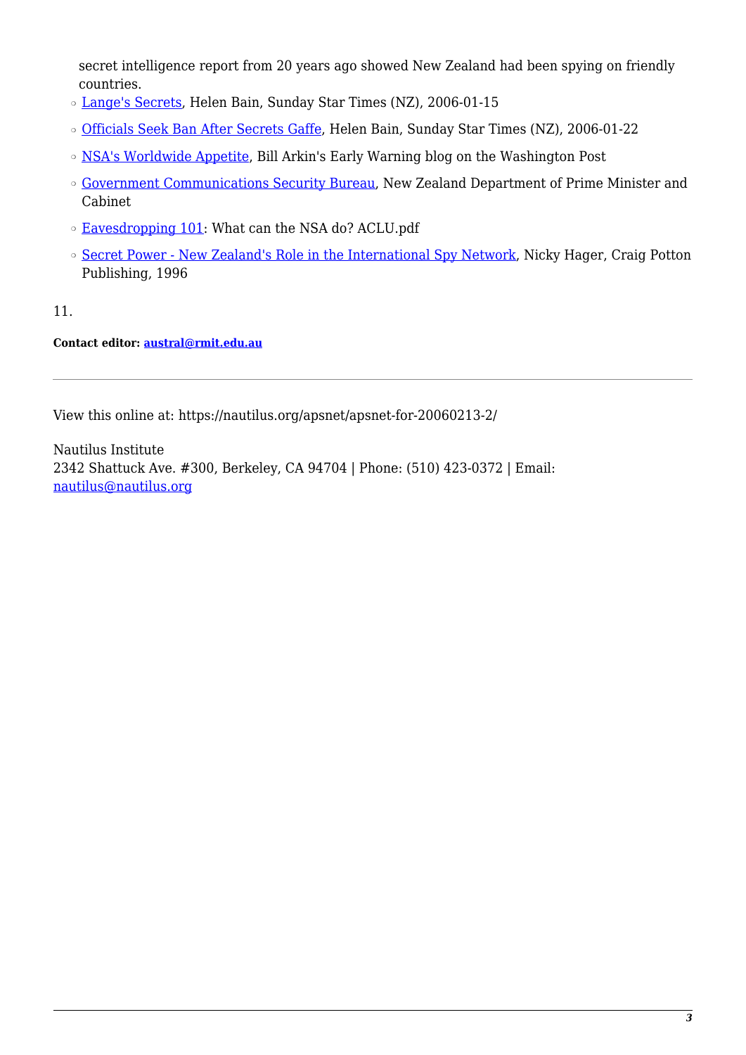secret intelligence report from 20 years ago showed New Zealand had been spying on friendly countries.

- Lange's Secrets, Helen Bain, Sunday Star Times (NZ), 2006-01-15
- Officials Seek Ban After Secrets Gaffe, Helen Bain, Sunday Star Times (NZ), 2006-01-22
- NSA's Worldwide Appetite, Bill Arkin's Early Warning blog on the Washington Post
- Government Communications Security Bureau, New Zealand Department of Prime Minister and Cabinet
- Eavesdropping 101: What can the NSA do? ACLU.pdf
- Secret Power - New Zealand's Role in the International Spy Network, Nicky Hager, Craig Potton Publishing, 1996

11.

**Contact editor: austral@rmit.edu.au**

---

View this online at: https://nautilus.org/apsnet/apsnet-for-20060213-2/

Nautilus Institute
2342 Shattuck Ave. #300, Berkeley, CA 94704 | Phone: (510) 423-0372 | Email: nautilus@nautilus.org